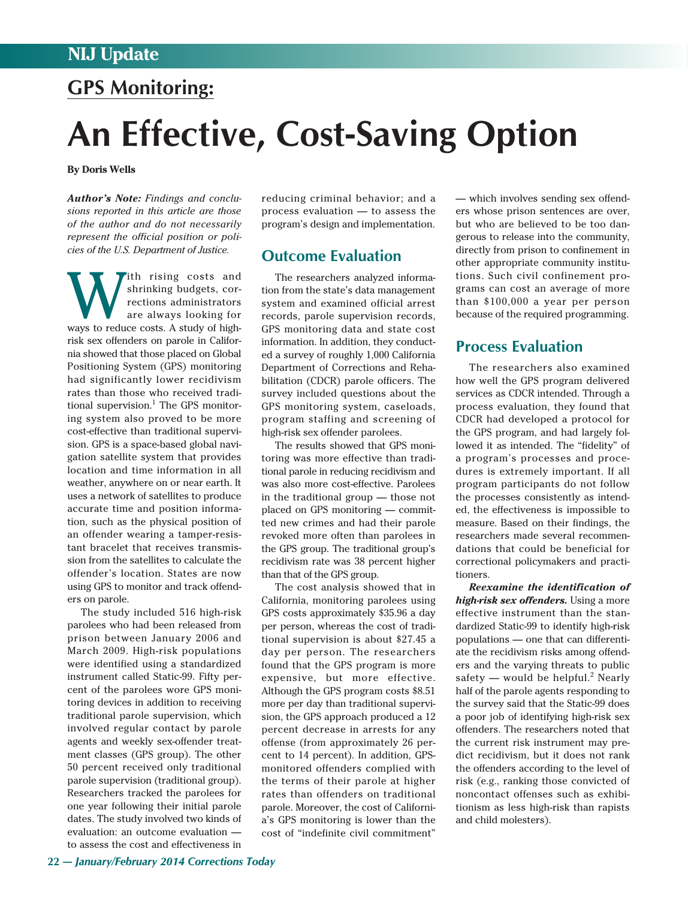NIJ Update

## GPS Monitoring:

# An Effective, Cost-Saving Option

**By Doris Wells**

***Author's Note:*** *Findings and conclusions reported in this article are those of the author and do not necessarily represent the official position or policies of the U.S. Department of Justice.*

With rising costs and shrinking budgets, corrections administrators are always looking for ways to reduce costs. A study of high-risk sex offenders on parole in California showed that those placed on Global Positioning System (GPS) monitoring had significantly lower recidivism rates than those who received traditional supervision.[1] The GPS monitoring system also proved to be more cost-effective than traditional supervision. GPS is a space-based global navigation satellite system that provides location and time information in all weather, anywhere on or near earth. It uses a network of satellites to produce accurate time and position information, such as the physical position of an offender wearing a tamper-resistant bracelet that receives transmission from the satellites to calculate the offender's location. States are now using GPS to monitor and track offenders on parole.

The study included 516 high-risk parolees who had been released from prison between January 2006 and March 2009. High-risk populations were identified using a standardized instrument called Static-99. Fifty percent of the parolees wore GPS monitoring devices in addition to receiving traditional parole supervision, which involved regular contact by parole agents and weekly sex-offender treatment classes (GPS group). The other 50 percent received only traditional parole supervision (traditional group). Researchers tracked the parolees for one year following their initial parole dates. The study involved two kinds of evaluation: an outcome evaluation — to assess the cost and effectiveness in reducing criminal behavior; and a process evaluation — to assess the program's design and implementation.

## Outcome Evaluation

The researchers analyzed information from the state's data management system and examined official arrest records, parole supervision records, GPS monitoring data and state cost information. In addition, they conducted a survey of roughly 1,000 California Department of Corrections and Rehabilitation (CDCR) parole officers. The survey included questions about the GPS monitoring system, caseloads, program staffing and screening of high-risk sex offender parolees.

The results showed that GPS monitoring was more effective than traditional parole in reducing recidivism and was also more cost-effective. Parolees in the traditional group — those not placed on GPS monitoring — committed new crimes and had their parole revoked more often than parolees in the GPS group. The traditional group's recidivism rate was 38 percent higher than that of the GPS group.

The cost analysis showed that in California, monitoring parolees using GPS costs approximately $35.96 a day per person, whereas the cost of traditional supervision is about $27.45 a day per person. The researchers found that the GPS program is more expensive, but more effective. Although the GPS program costs $8.51 more per day than traditional supervision, the GPS approach produced a 12 percent decrease in arrests for any offense (from approximately 26 percent to 14 percent). In addition, GPS-monitored offenders complied with the terms of their parole at higher rates than offenders on traditional parole. Moreover, the cost of California's GPS monitoring is lower than the cost of "indefinite civil commitment" — which involves sending sex offenders whose prison sentences are over, but who are believed to be too dangerous to release into the community, directly from prison to confinement in other appropriate community institutions. Such civil confinement programs can cost an average of more than $100,000 a year per person because of the required programming.

## Process Evaluation

The researchers also examined how well the GPS program delivered services as CDCR intended. Through a process evaluation, they found that CDCR had developed a protocol for the GPS program, and had largely followed it as intended. The "fidelity" of a program's processes and procedures is extremely important. If all program participants do not follow the processes consistently as intended, the effectiveness is impossible to measure. Based on their findings, the researchers made several recommendations that could be beneficial for correctional policymakers and practitioners.

***Reexamine the identification of high-risk sex offenders.*** Using a more effective instrument than the standardized Static-99 to identify high-risk populations — one that can differentiate the recidivism risks among offenders and the varying threats to public safety — would be helpful.[2] Nearly half of the parole agents responding to the survey said that the Static-99 does a poor job of identifying high-risk sex offenders. The researchers noted that the current risk instrument may predict recidivism, but it does not rank the offenders according to the level of risk (e.g., ranking those convicted of noncontact offenses such as exhibitionism as less high-risk than rapists and child molesters).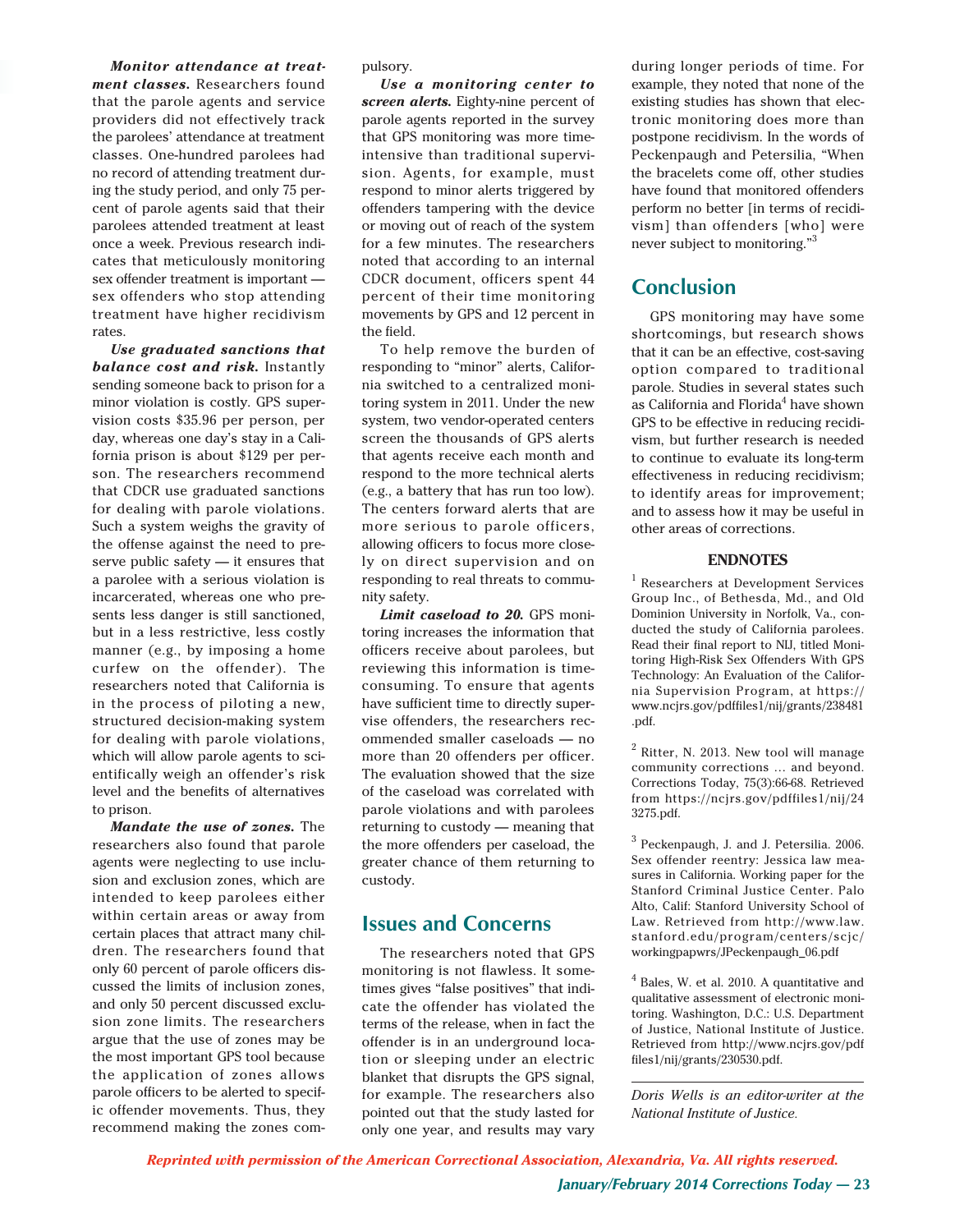***Monitor attendance at treatment classes.*** Researchers found that the parole agents and service providers did not effectively track the parolees' attendance at treatment classes. One-hundred parolees had no record of attending treatment during the study period, and only 75 percent of parole agents said that their parolees attended treatment at least once a week. Previous research indicates that meticulously monitoring sex offender treatment is important — sex offenders who stop attending treatment have higher recidivism rates.

***Use graduated sanctions that balance cost and risk.*** Instantly sending someone back to prison for a minor violation is costly. GPS supervision costs $35.96 per person, per day, whereas one day's stay in a California prison is about $129 per person. The researchers recommend that CDCR use graduated sanctions for dealing with parole violations. Such a system weighs the gravity of the offense against the need to preserve public safety — it ensures that a parolee with a serious violation is incarcerated, whereas one who presents less danger is still sanctioned, but in a less restrictive, less costly manner (e.g., by imposing a home curfew on the offender). The researchers noted that California is in the process of piloting a new, structured decision-making system for dealing with parole violations, which will allow parole agents to scientifically weigh an offender's risk level and the benefits of alternatives to prison.

***Mandate the use of zones.*** The researchers also found that parole agents were neglecting to use inclusion and exclusion zones, which are intended to keep parolees either within certain areas or away from certain places that attract many children. The researchers found that only 60 percent of parole officers discussed the limits of inclusion zones, and only 50 percent discussed exclusion zone limits. The researchers argue that the use of zones may be the most important GPS tool because the application of zones allows parole officers to be alerted to specific offender movements. Thus, they recommend making the zones compulsory.

***Use a monitoring center to screen alerts.*** Eighty-nine percent of parole agents reported in the survey that GPS monitoring was more time-intensive than traditional supervision. Agents, for example, must respond to minor alerts triggered by offenders tampering with the device or moving out of reach of the system for a few minutes. The researchers noted that according to an internal CDCR document, officers spent 44 percent of their time monitoring movements by GPS and 12 percent in the field.

To help remove the burden of responding to "minor" alerts, California switched to a centralized monitoring system in 2011. Under the new system, two vendor-operated centers screen the thousands of GPS alerts that agents receive each month and respond to the more technical alerts (e.g., a battery that has run too low). The centers forward alerts that are more serious to parole officers, allowing officers to focus more closely on direct supervision and on responding to real threats to community safety.

***Limit caseload to 20.*** GPS monitoring increases the information that officers receive about parolees, but reviewing this information is time-consuming. To ensure that agents have sufficient time to directly supervise offenders, the researchers recommended smaller caseloads — no more than 20 offenders per officer. The evaluation showed that the size of the caseload was correlated with parole violations and with parolees returning to custody — meaning that the more offenders per caseload, the greater chance of them returning to custody.

## Issues and Concerns

The researchers noted that GPS monitoring is not flawless. It sometimes gives "false positives" that indicate the offender has violated the terms of the release, when in fact the offender is in an underground location or sleeping under an electric blanket that disrupts the GPS signal, for example. The researchers also pointed out that the study lasted for only one year, and results may vary during longer periods of time. For example, they noted that none of the existing studies has shown that electronic monitoring does more than postpone recidivism. In the words of Peckenpaugh and Petersilia, "When the bracelets come off, other studies have found that monitored offenders perform no better [in terms of recidivism] than offenders [who] were never subject to monitoring."[3]

## Conclusion

GPS monitoring may have some shortcomings, but research shows that it can be an effective, cost-saving option compared to traditional parole. Studies in several states such as California and Florida[4] have shown GPS to be effective in reducing recidivism, but further research is needed to continue to evaluate its long-term effectiveness in reducing recidivism; to identify areas for improvement; and to assess how it may be useful in other areas of corrections.

### ENDNOTES

[1] Researchers at Development Services Group Inc., of Bethesda, Md., and Old Dominion University in Norfolk, Va., conducted the study of California parolees. Read their final report to NIJ, titled Monitoring High-Risk Sex Offenders With GPS Technology: An Evaluation of the California Supervision Program, at https://www.ncjrs.gov/pdffiles1/nij/grants/238481.pdf.

[2] Ritter, N. 2013. New tool will manage community corrections … and beyond. Corrections Today, 75(3):66-68. Retrieved from https://ncjrs.gov/pdffiles1/nij/243275.pdf.

[3] Peckenpaugh, J. and J. Petersilia. 2006. Sex offender reentry: Jessica law measures in California. Working paper for the Stanford Criminal Justice Center. Palo Alto, Calif: Stanford University School of Law. Retrieved from http://www.law.stanford.edu/program/centers/scjc/workingpapwrs/JPeckenpaugh_06.pdf

[4] Bales, W. et al. 2010. A quantitative and qualitative assessment of electronic monitoring. Washington, D.C.: U.S. Department of Justice, National Institute of Justice. Retrieved from http://www.ncjrs.gov/pdffiles1/nij/grants/230530.pdf.

---

*Doris Wells is an editor-writer at the National Institute of Justice.*

*Reprinted with permission of the American Correctional Association, Alexandria, Va. All rights reserved.*